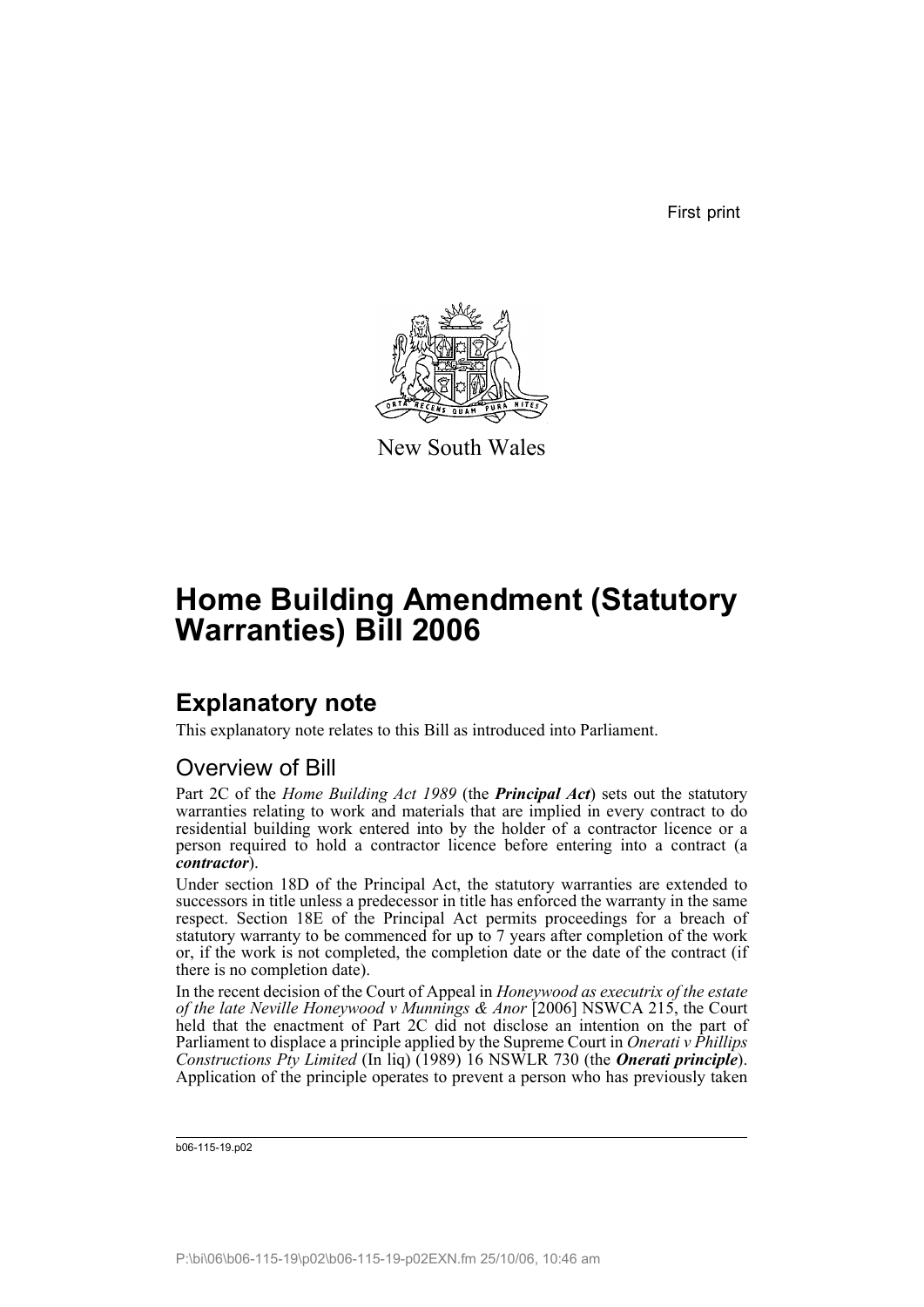First print

New South Wales

# Home Building Amendment (Statutory Warranties) Bill 2006

## Explanatory note

This explanatory note relates to this Bill as introduced into Parliament.

### Overview of Bill

Part 2C of the *Home Building Act 1989* (the ***Principal Act***) sets out the statutory warranties relating to work and materials that are implied in every contract to do residential building work entered into by the holder of a contractor licence or a person required to hold a contractor licence before entering into a contract (a ***contractor***).

Under section 18D of the Principal Act, the statutory warranties are extended to successors in title unless a predecessor in title has enforced the warranty in the same respect. Section 18E of the Principal Act permits proceedings for a breach of statutory warranty to be commenced for up to 7 years after completion of the work or, if the work is not completed, the completion date or the date of the contract (if there is no completion date).

In the recent decision of the Court of Appeal in *Honeywood as executrix of the estate of the late Neville Honeywood v Munnings & Anor* [2006] NSWCA 215, the Court held that the enactment of Part 2C did not disclose an intention on the part of Parliament to displace a principle applied by the Supreme Court in *Onerati v Phillips Constructions Pty Limited* (In liq) (1989) 16 NSWLR 730 (the ***Onerati principle***). Application of the principle operates to prevent a person who has previously taken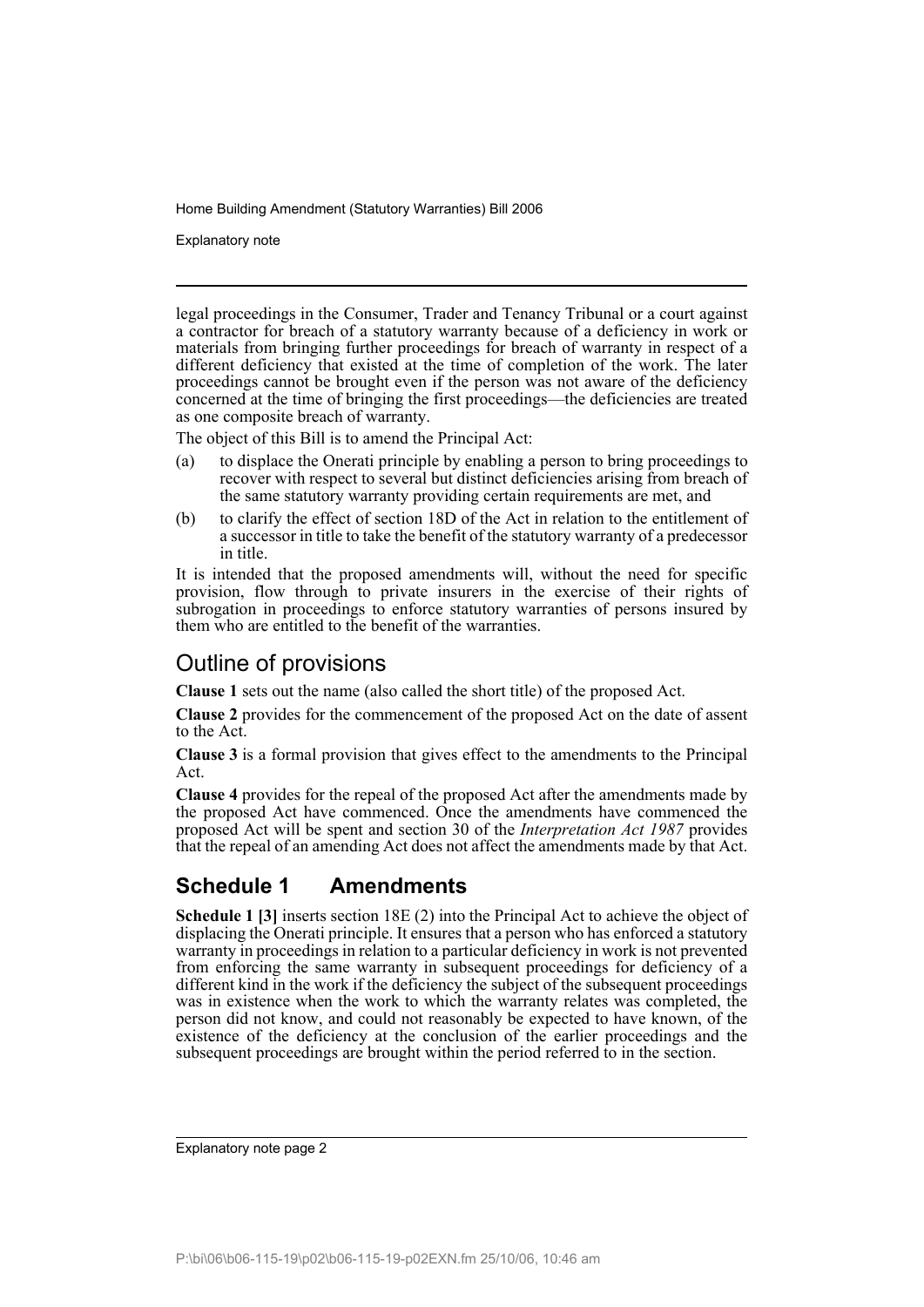legal proceedings in the Consumer, Trader and Tenancy Tribunal or a court against a contractor for breach of a statutory warranty because of a deficiency in work or materials from bringing further proceedings for breach of warranty in respect of a different deficiency that existed at the time of completion of the work. The later proceedings cannot be brought even if the person was not aware of the deficiency concerned at the time of bringing the first proceedings—the deficiencies are treated as one composite breach of warranty.

The object of this Bill is to amend the Principal Act:

(a) to displace the Onerati principle by enabling a person to bring proceedings to recover with respect to several but distinct deficiencies arising from breach of the same statutory warranty providing certain requirements are met, and

(b) to clarify the effect of section 18D of the Act in relation to the entitlement of a successor in title to take the benefit of the statutory warranty of a predecessor in title.

It is intended that the proposed amendments will, without the need for specific provision, flow through to private insurers in the exercise of their rights of subrogation in proceedings to enforce statutory warranties of persons insured by them who are entitled to the benefit of the warranties.

## Outline of provisions

**Clause 1** sets out the name (also called the short title) of the proposed Act.

**Clause 2** provides for the commencement of the proposed Act on the date of assent to the Act.

**Clause 3** is a formal provision that gives effect to the amendments to the Principal Act.

**Clause 4** provides for the repeal of the proposed Act after the amendments made by the proposed Act have commenced. Once the amendments have commenced the proposed Act will be spent and section 30 of the *Interpretation Act 1987* provides that the repeal of an amending Act does not affect the amendments made by that Act.

## Schedule 1 Amendments

**Schedule 1 [3]** inserts section 18E (2) into the Principal Act to achieve the object of displacing the Onerati principle. It ensures that a person who has enforced a statutory warranty in proceedings in relation to a particular deficiency in work is not prevented from enforcing the same warranty in subsequent proceedings for deficiency of a different kind in the work if the deficiency the subject of the subsequent proceedings was in existence when the work to which the warranty relates was completed, the person did not know, and could not reasonably be expected to have known, of the existence of the deficiency at the conclusion of the earlier proceedings and the subsequent proceedings are brought within the period referred to in the section.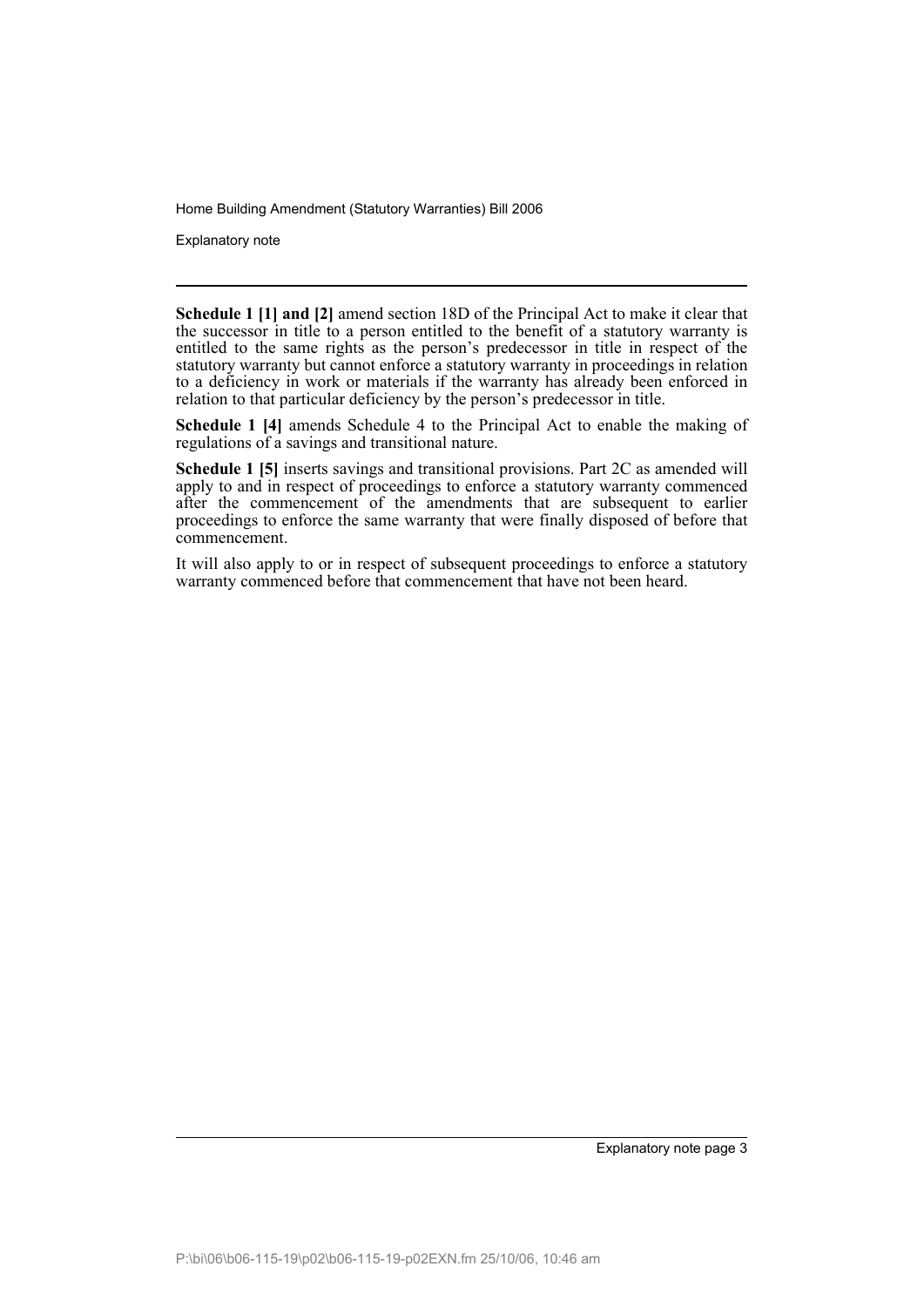**Schedule 1 [1] and [2]** amend section 18D of the Principal Act to make it clear that the successor in title to a person entitled to the benefit of a statutory warranty is entitled to the same rights as the person's predecessor in title in respect of the statutory warranty but cannot enforce a statutory warranty in proceedings in relation to a deficiency in work or materials if the warranty has already been enforced in relation to that particular deficiency by the person's predecessor in title.

**Schedule 1 [4]** amends Schedule 4 to the Principal Act to enable the making of regulations of a savings and transitional nature.

**Schedule 1 [5]** inserts savings and transitional provisions. Part 2C as amended will apply to and in respect of proceedings to enforce a statutory warranty commenced after the commencement of the amendments that are subsequent to earlier proceedings to enforce the same warranty that were finally disposed of before that commencement.

It will also apply to or in respect of subsequent proceedings to enforce a statutory warranty commenced before that commencement that have not been heard.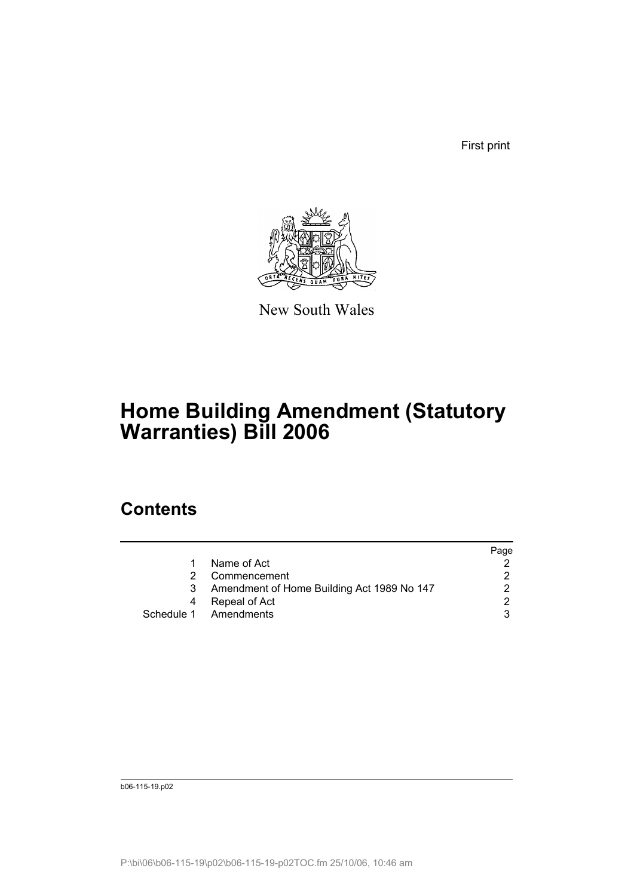First print

New South Wales

# Home Building Amendment (Statutory Warranties) Bill 2006

## Contents

| | | Page |
|---|---|---|
| 1 | Name of Act | 2 |
| 2 | Commencement | 2 |
| 3 | Amendment of Home Building Act 1989 No 147 | 2 |
| 4 | Repeal of Act | 2 |
| Schedule 1 | Amendments | 3 |

b06-115-19.p02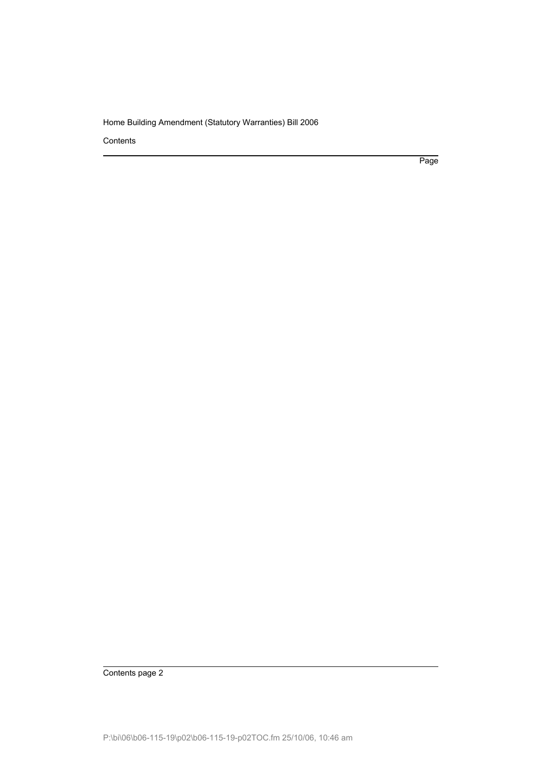Contents

Page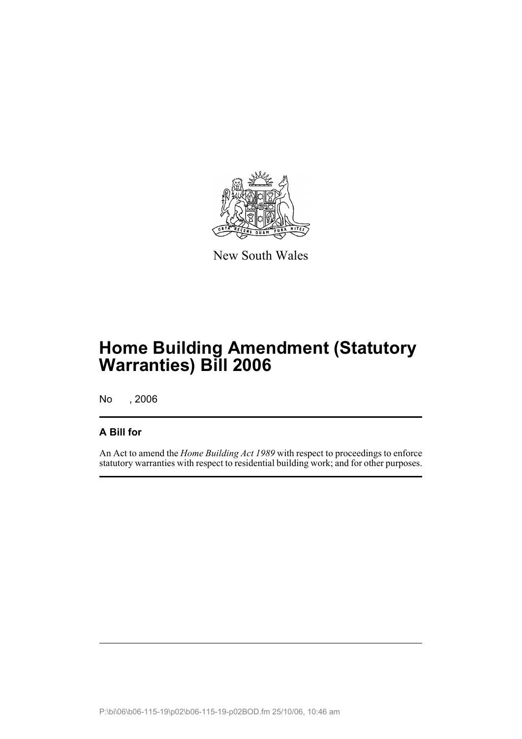New South Wales

# Home Building Amendment (Statutory Warranties) Bill 2006

No , 2006

## A Bill for

An Act to amend the *Home Building Act 1989* with respect to proceedings to enforce statutory warranties with respect to residential building work; and for other purposes.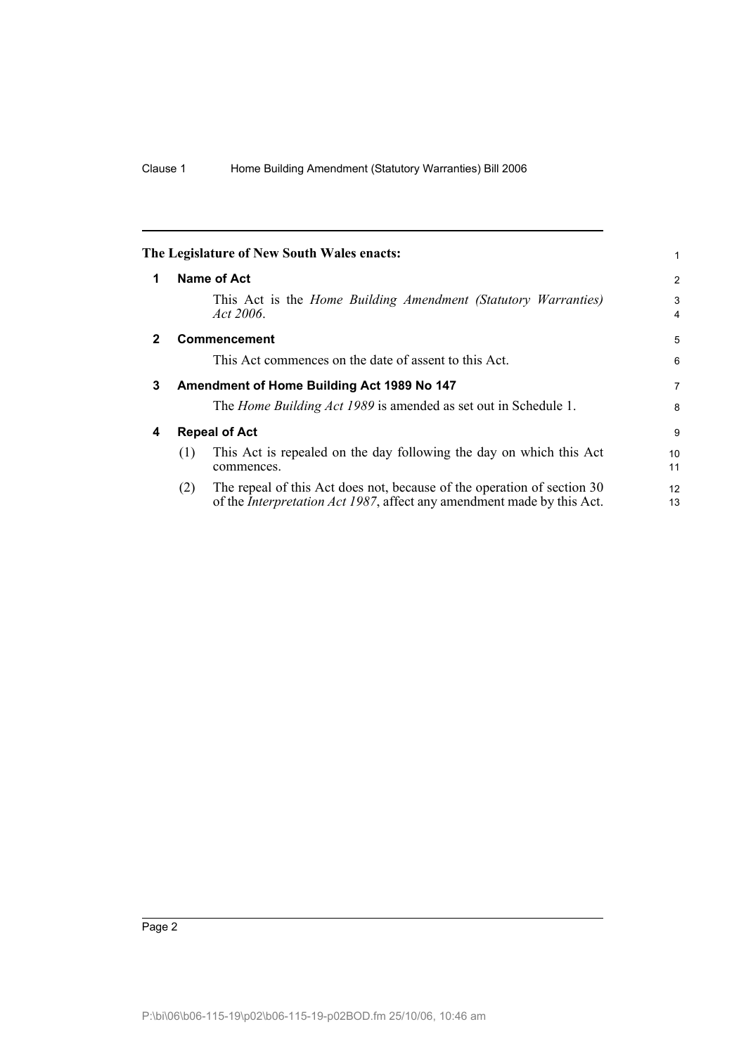The Legislature of New South Wales enacts:

## 1 Name of Act

This Act is the *Home Building Amendment (Statutory Warranties) Act 2006*.

## 2 Commencement

This Act commences on the date of assent to this Act.

## 3 Amendment of Home Building Act 1989 No 147

The *Home Building Act 1989* is amended as set out in Schedule 1.

## 4 Repeal of Act

(1) This Act is repealed on the day following the day on which this Act commences.

(2) The repeal of this Act does not, because of the operation of section 30 of the *Interpretation Act 1987*, affect any amendment made by this Act.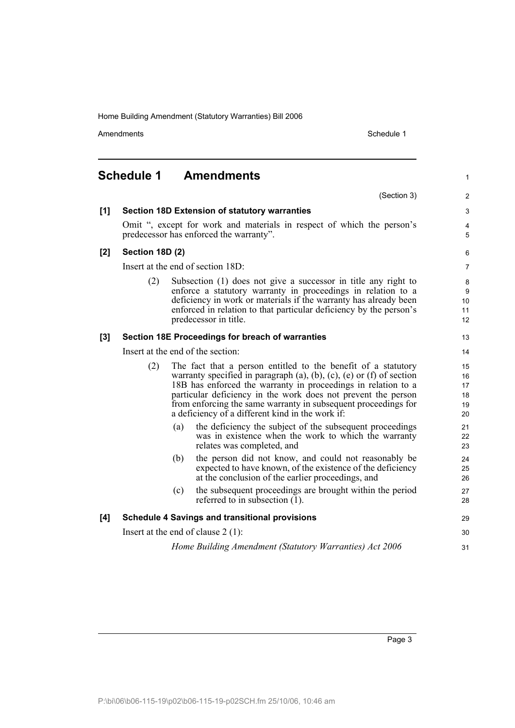## Schedule 1 Amendments

(Section 3)

**[1] Section 18D Extension of statutory warranties**

Omit ", except for work and materials in respect of which the person's predecessor has enforced the warranty".

**[2] Section 18D (2)**

Insert at the end of section 18D:

(2) Subsection (1) does not give a successor in title any right to enforce a statutory warranty in proceedings in relation to a deficiency in work or materials if the warranty has already been enforced in relation to that particular deficiency by the person's predecessor in title.

**[3] Section 18E Proceedings for breach of warranties**

Insert at the end of the section:

(2) The fact that a person entitled to the benefit of a statutory warranty specified in paragraph (a), (b), (c), (e) or (f) of section 18B has enforced the warranty in proceedings in relation to a particular deficiency in the work does not prevent the person from enforcing the same warranty in subsequent proceedings for a deficiency of a different kind in the work if:

- (a) the deficiency the subject of the subsequent proceedings was in existence when the work to which the warranty relates was completed, and
- (b) the person did not know, and could not reasonably be expected to have known, of the existence of the deficiency at the conclusion of the earlier proceedings, and
- (c) the subsequent proceedings are brought within the period referred to in subsection (1).

**[4] Schedule 4 Savings and transitional provisions**

Insert at the end of clause 2 (1):

*Home Building Amendment (Statutory Warranties) Act 2006*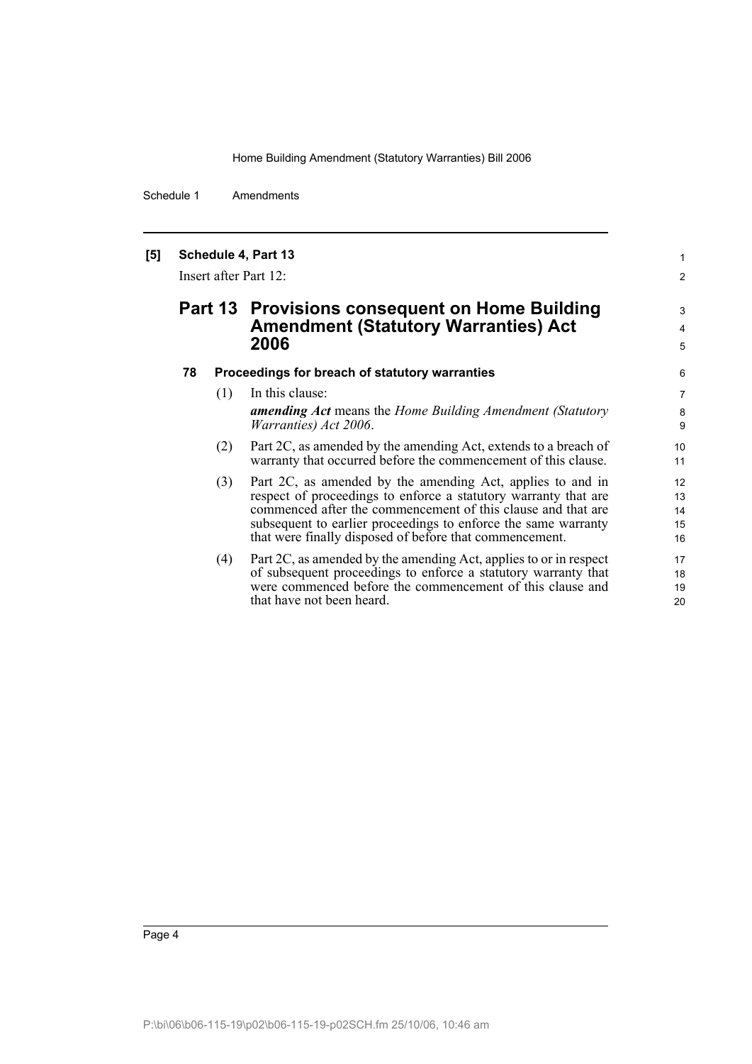**[5] Schedule 4, Part 13**

Insert after Part 12:

## Part 13 Provisions consequent on Home Building Amendment (Statutory Warranties) Act 2006

### 78 Proceedings for breach of statutory warranties

(1) In this clause:

***amending Act*** means the *Home Building Amendment (Statutory Warranties) Act 2006*.

(2) Part 2C, as amended by the amending Act, extends to a breach of warranty that occurred before the commencement of this clause.

(3) Part 2C, as amended by the amending Act, applies to and in respect of proceedings to enforce a statutory warranty that are commenced after the commencement of this clause and that are subsequent to earlier proceedings to enforce the same warranty that were finally disposed of before that commencement.

(4) Part 2C, as amended by the amending Act, applies to or in respect of subsequent proceedings to enforce a statutory warranty that were commenced before the commencement of this clause and that have not been heard.